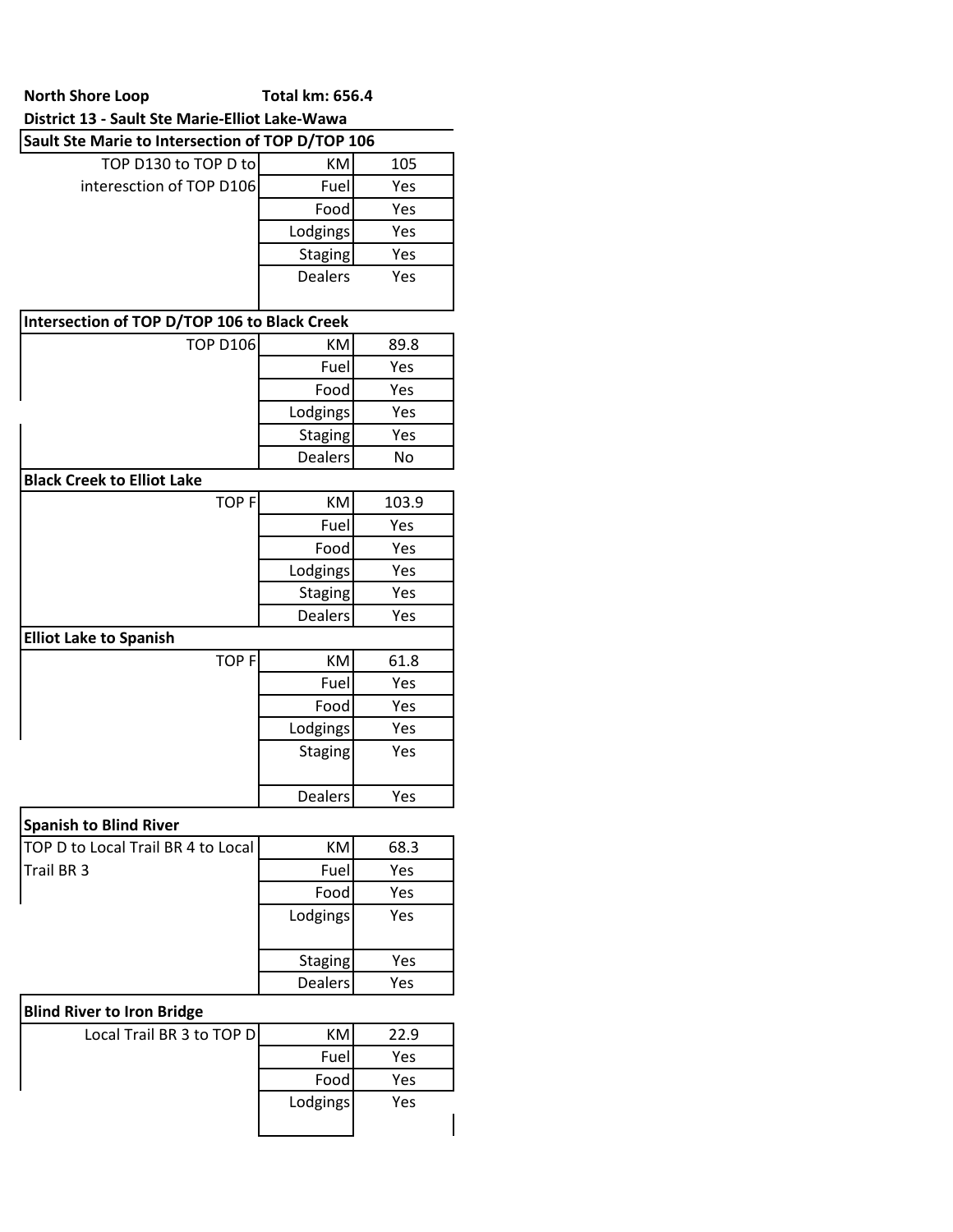**North Shore Loop** **Total km: 656.4**

**District 13 - Sault Ste Marie-Elliot Lake-Wawa**

**Sault Ste Marie to Intersection of TOP D/TOP 106**

| TOP D130 to TOP D to interesction of TOP D106 | KM | 105 |
|---|---|---|
| | Fuel | Yes |
| | Food | Yes |
| | Lodgings | Yes |
| | Staging | Yes |
| | Dealers | Yes |

**Intersection of TOP D/TOP 106 to Black Creek**

| TOP D106 | KM | 89.8 |
|---|---|---|
| | Fuel | Yes |
| | Food | Yes |
| | Lodgings | Yes |
| | Staging | Yes |
| | Dealers | No |

**Black Creek to Elliot Lake**

| TOP F | KM | 103.9 |
|---|---|---|
| | Fuel | Yes |
| | Food | Yes |
| | Lodgings | Yes |
| | Staging | Yes |
| | Dealers | Yes |

**Elliot Lake to Spanish**

| TOP F | KM | 61.8 |
|---|---|---|
| | Fuel | Yes |
| | Food | Yes |
| | Lodgings | Yes |
| | Staging | Yes |
| | Dealers | Yes |

**Spanish to Blind River**

| TOP D to Local Trail BR 4 to Local Trail BR 3 | KM | 68.3 |
|---|---|---|
| | Fuel | Yes |
| | Food | Yes |
| | Lodgings | Yes |
| | Staging | Yes |
| | Dealers | Yes |

**Blind River to Iron Bridge**

| Local Trail BR 3 to TOP D | KM | 22.9 |
|---|---|---|
| | Fuel | Yes |
| | Food | Yes |
| | Lodgings | Yes |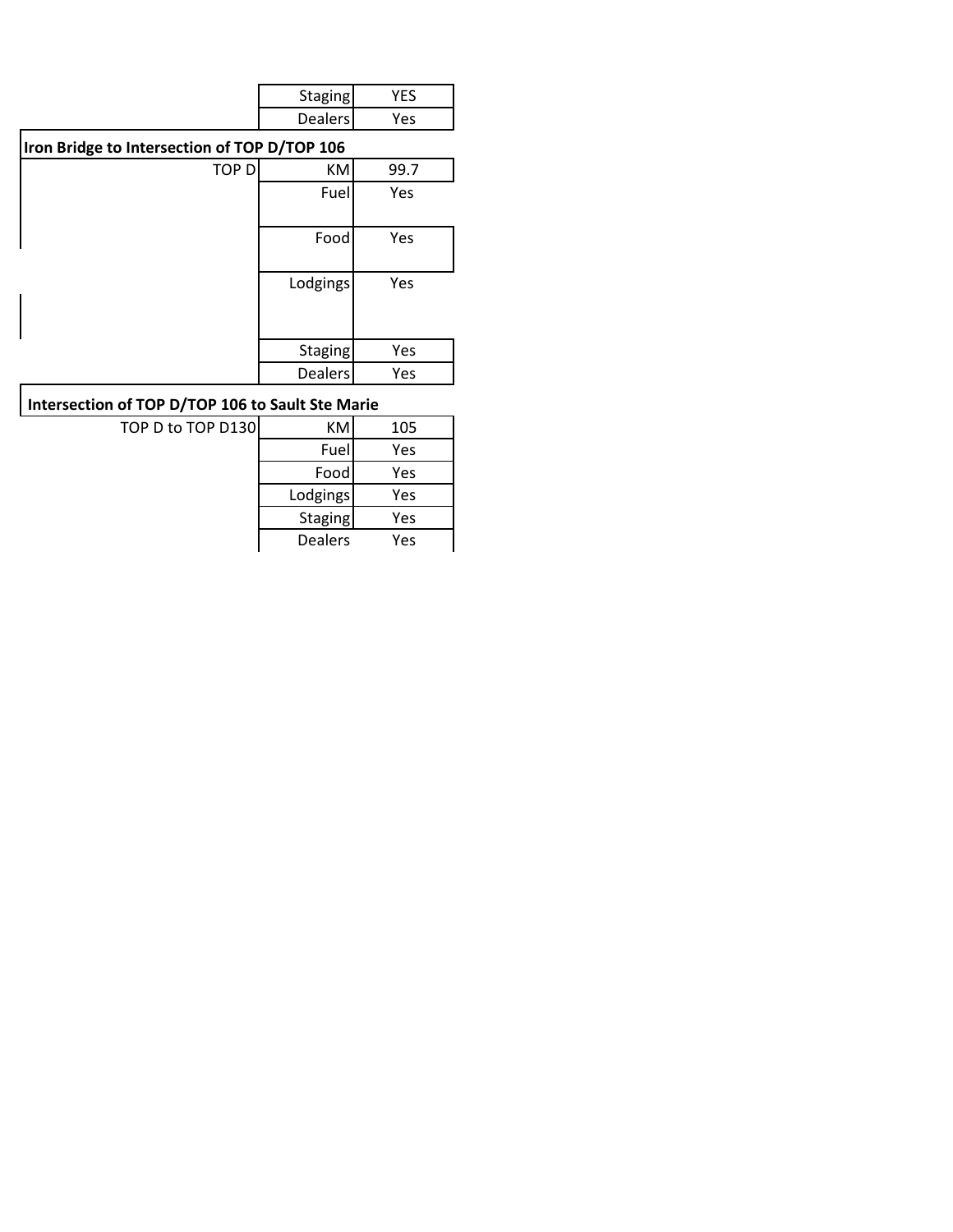| | | |
|---|---|---|
| | Staging | YES |
| | Dealers | Yes |

**Iron Bridge to Intersection of TOP D/TOP 106**

| | | |
|---|---|---|
| TOP D | KM | 99.7 |
| | Fuel | Yes |
| | Food | Yes |
| | Lodgings | Yes |
| | Staging | Yes |
| | Dealers | Yes |

**Intersection of TOP D/TOP 106 to Sault Ste Marie**

| | | |
|---|---|---|
| TOP D to TOP D130 | KM | 105 |
| | Fuel | Yes |
| | Food | Yes |
| | Lodgings | Yes |
| | Staging | Yes |
| | Dealers | Yes |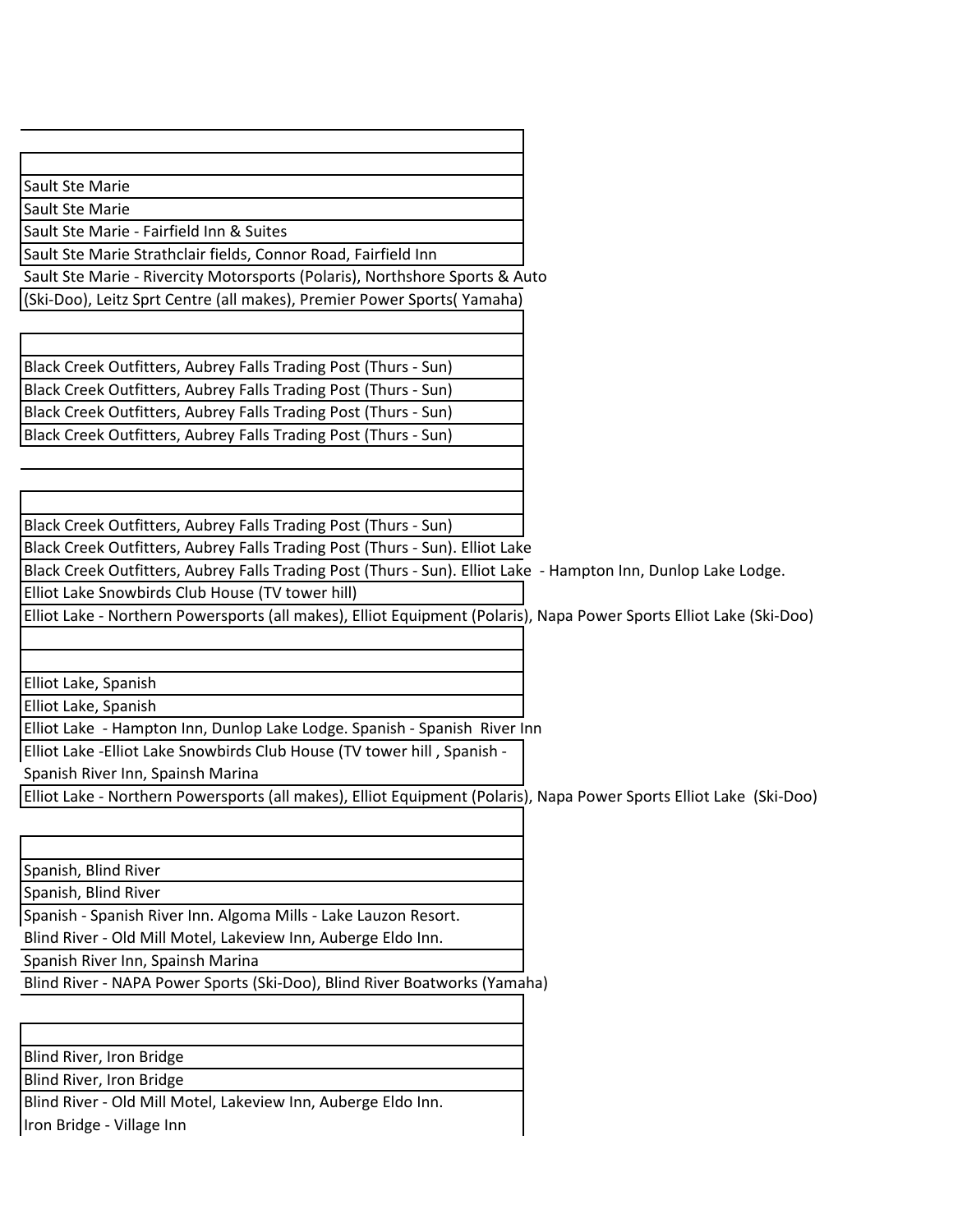| |
|---|
| |
| |
| Sault Ste Marie |
| Sault Ste Marie |
| Sault Ste Marie - Fairfield Inn & Suites |
| Sault Ste Marie Strathclair fields, Connor Road, Fairfield Inn |
| Sault Ste Marie - Rivercity Motorsports (Polaris), Northshore Sports & Auto (Ski-Doo), Leitz Sprt Centre (all makes), Premier Power Sports( Yamaha) |
| |
| |
| Black Creek Outfitters, Aubrey Falls Trading Post (Thurs - Sun) |
| Black Creek Outfitters, Aubrey Falls Trading Post (Thurs - Sun) |
| Black Creek Outfitters, Aubrey Falls Trading Post (Thurs - Sun) |
| Black Creek Outfitters, Aubrey Falls Trading Post (Thurs - Sun) |
| |
| |
| |
| Black Creek Outfitters, Aubrey Falls Trading Post (Thurs - Sun) |
| Black Creek Outfitters, Aubrey Falls Trading Post (Thurs - Sun). Elliot Lake |
| Black Creek Outfitters, Aubrey Falls Trading Post (Thurs - Sun). Elliot Lake - Hampton Inn, Dunlop Lake Lodge. |
| Elliot Lake Snowbirds Club House (TV tower hill) |
| Elliot Lake - Northern Powersports (all makes), Elliot Equipment (Polaris), Napa Power Sports Elliot Lake (Ski-Doo) |
| |
| |
| Elliot Lake, Spanish |
| Elliot Lake, Spanish |
| Elliot Lake - Hampton Inn, Dunlop Lake Lodge. Spanish - Spanish River Inn |
| Elliot Lake -Elliot Lake Snowbirds Club House (TV tower hill , Spanish - Spanish River Inn, Spainsh Marina |
| Elliot Lake - Northern Powersports (all makes), Elliot Equipment (Polaris), Napa Power Sports Elliot Lake (Ski-Doo) |
| |
| |
| Spanish, Blind River |
| Spanish, Blind River |
| Spanish - Spanish River Inn. Algoma Mills - Lake Lauzon Resort. Blind River - Old Mill Motel, Lakeview Inn, Auberge Eldo Inn. |
| Spanish River Inn, Spainsh Marina |
| Blind River - NAPA Power Sports (Ski-Doo), Blind River Boatworks (Yamaha) |
| |
| |
| Blind River, Iron Bridge |
| Blind River, Iron Bridge |
| Blind River - Old Mill Motel, Lakeview Inn, Auberge Eldo Inn. Iron Bridge - Village Inn |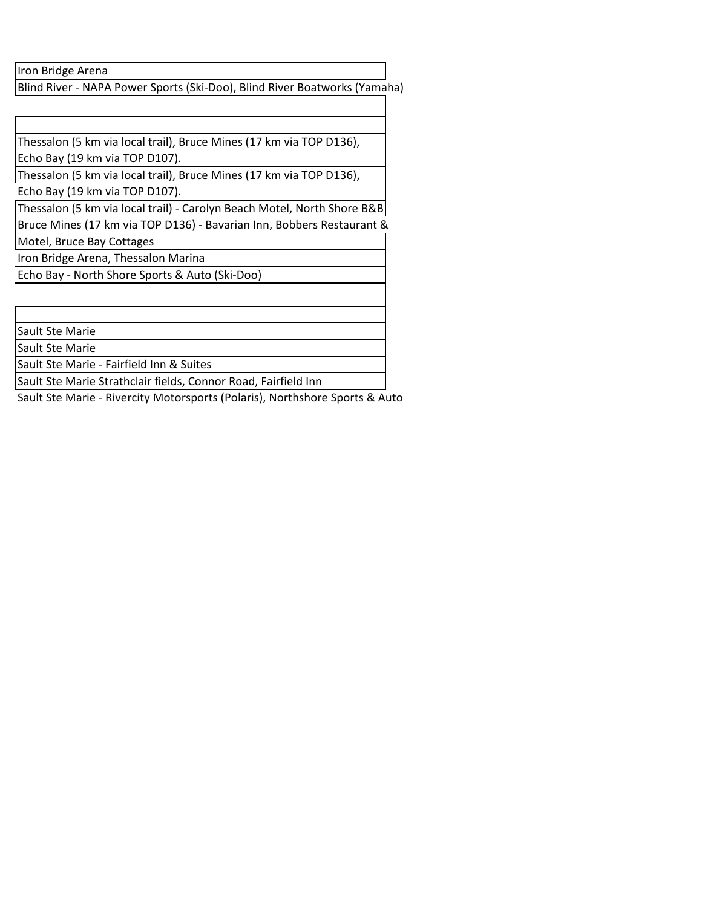| |
|---|
| Iron Bridge Arena |
| Blind River - NAPA Power Sports (Ski-Doo), Blind River Boatworks (Yamaha) |
| |
| |
| Thessalon (5 km via local trail), Bruce Mines (17 km via TOP D136), Echo Bay (19 km via TOP D107). |
| Thessalon (5 km via local trail), Bruce Mines (17 km via TOP D136), Echo Bay (19 km via TOP D107). |
| Thessalon (5 km via local trail) - Carolyn Beach Motel, North Shore B&B Bruce Mines (17 km via TOP D136) - Bavarian Inn, Bobbers Restaurant & Motel, Bruce Bay Cottages |
| Iron Bridge Arena, Thessalon Marina |
| Echo Bay - North Shore Sports & Auto (Ski-Doo) |
| |
| |
| Sault Ste Marie |
| Sault Ste Marie |
| Sault Ste Marie - Fairfield Inn & Suites |
| Sault Ste Marie Strathclair fields, Connor Road, Fairfield Inn |
| Sault Ste Marie - Rivercity Motorsports (Polaris), Northshore Sports & Auto |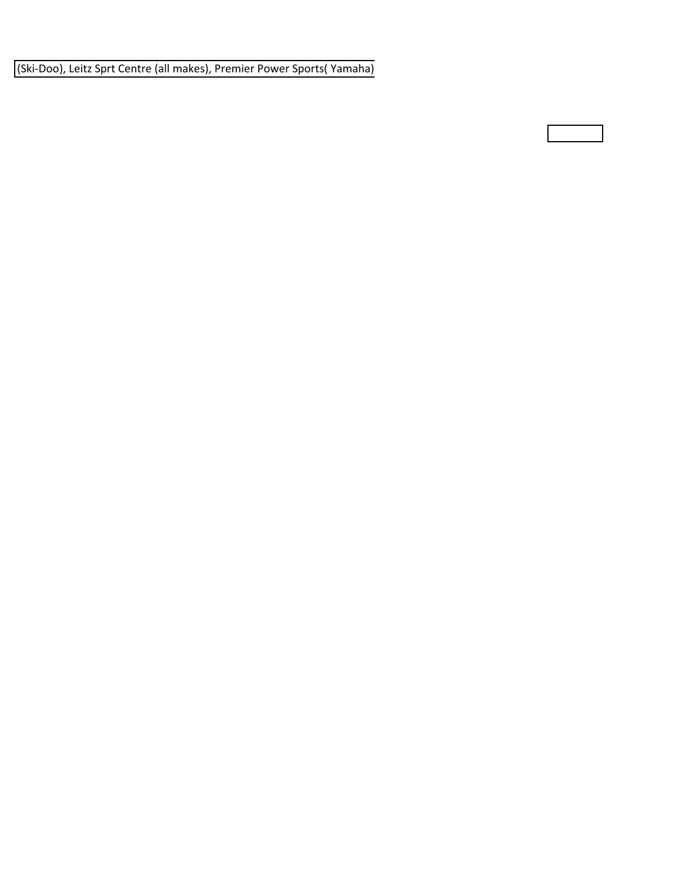(Ski-Doo), Leitz Sprt Centre (all makes), Premier Power Sports( Yamaha)